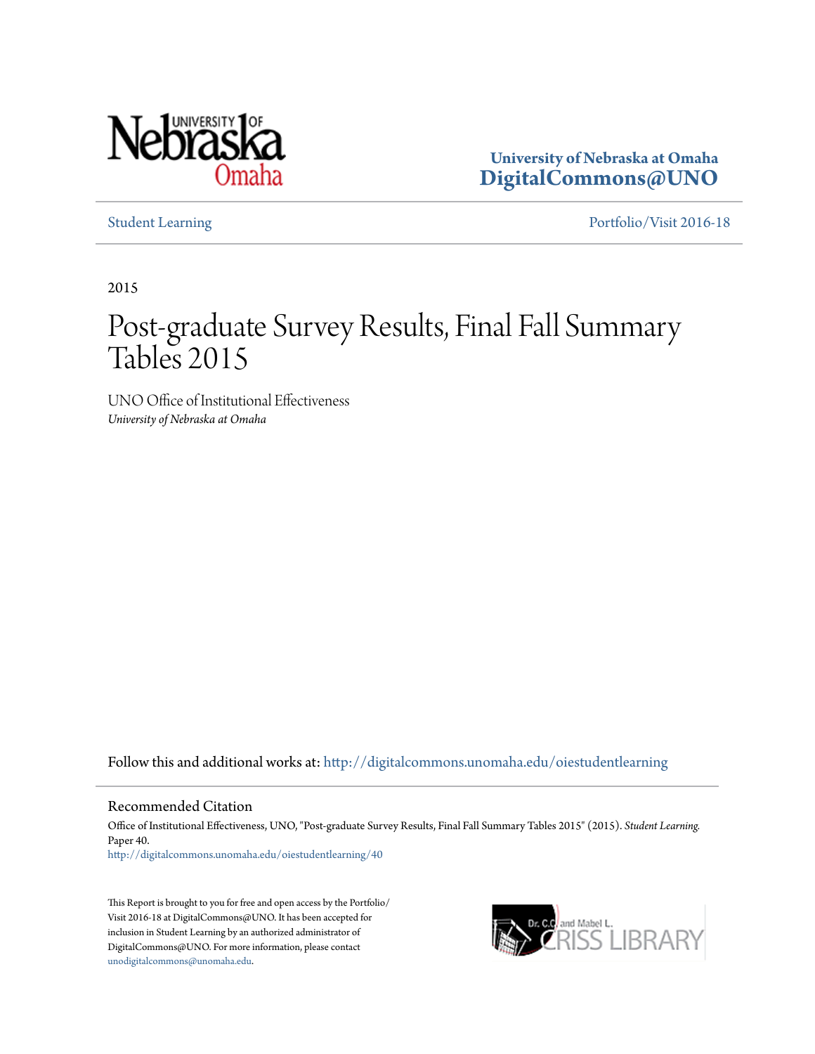University of Nebraska at Omaha
**DigitalCommons@UNO**

Student Learning | Portfolio/Visit 2016-18

2015

# Post-graduate Survey Results, Final Fall Summary Tables 2015

UNO Office of Institutional Effectiveness
*University of Nebraska at Omaha*

Follow this and additional works at: http://digitalcommons.unomaha.edu/oiestudentlearning

## Recommended Citation

Office of Institutional Effectiveness, UNO, "Post-graduate Survey Results, Final Fall Summary Tables 2015" (2015). *Student Learning.* Paper 40.
http://digitalcommons.unomaha.edu/oiestudentlearning/40

This Report is brought to you for free and open access by the Portfolio/Visit 2016-18 at DigitalCommons@UNO. It has been accepted for inclusion in Student Learning by an authorized administrator of DigitalCommons@UNO. For more information, please contact unodigitalcommons@unomaha.edu.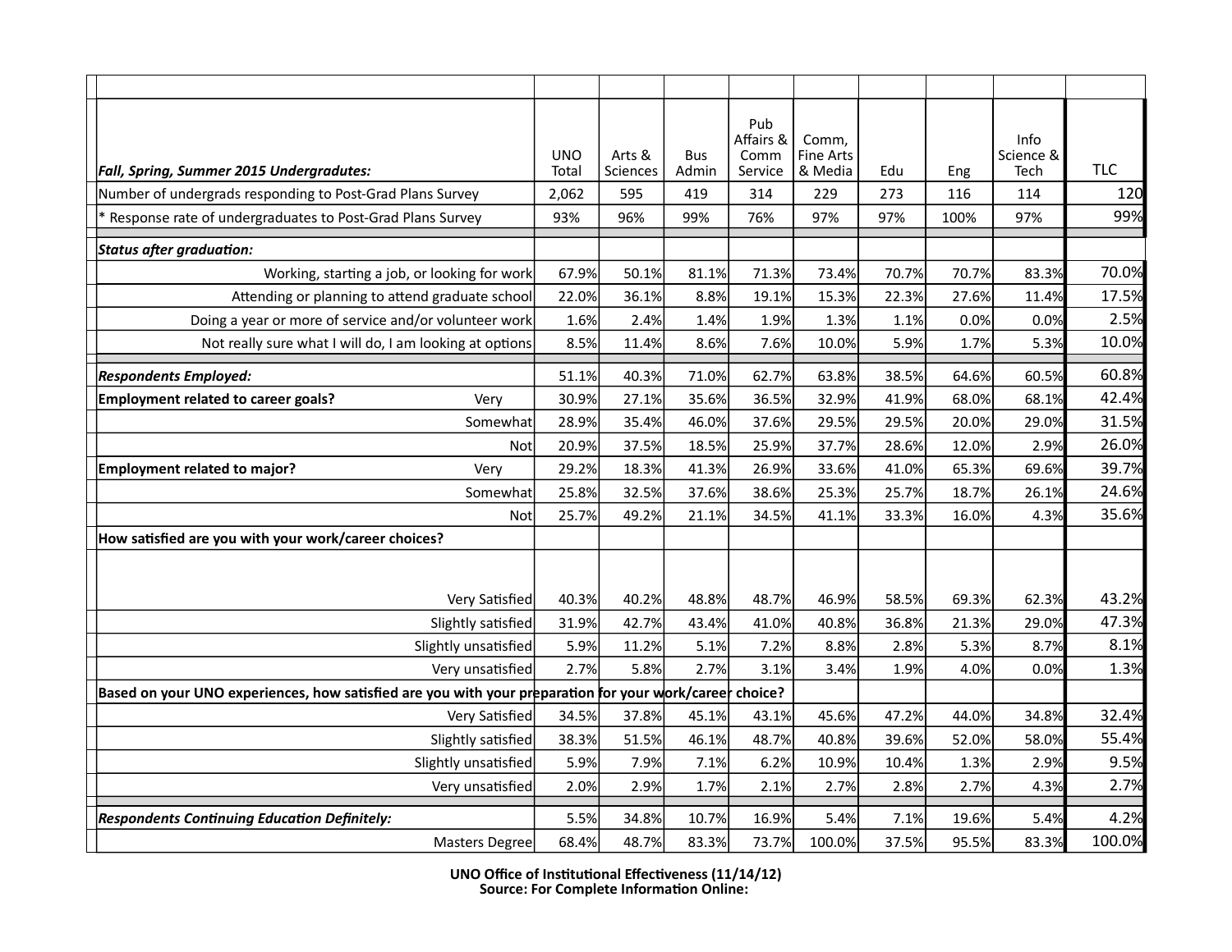| *Fall, Spring, Summer 2015 Undergradutes:* | UNO Total | Arts & Sciences | Bus Admin | Pub Affairs & Comm Service | Comm, Fine Arts & Media | Edu | Eng | Info Science & Tech | TLC |
|---|---|---|---|---|---|---|---|---|---|
| Number of undergrads responding to Post-Grad Plans Survey | 2,062 | 595 | 419 | 314 | 229 | 273 | 116 | 114 | 120 |
| * Response rate of undergraduates to Post-Grad Plans Survey | 93% | 96% | 99% | 76% | 97% | 97% | 100% | 97% | 99% |
| ***Status after graduation:*** | | | | | | | | | |
| Working, starting a job, or looking for work | 67.9% | 50.1% | 81.1% | 71.3% | 73.4% | 70.7% | 70.7% | 83.3% | 70.0% |
| Attending or planning to attend graduate school | 22.0% | 36.1% | 8.8% | 19.1% | 15.3% | 22.3% | 27.6% | 11.4% | 17.5% |
| Doing a year or more of service and/or volunteer work | 1.6% | 2.4% | 1.4% | 1.9% | 1.3% | 1.1% | 0.0% | 0.0% | 2.5% |
| Not really sure what I will do, I am looking at options | 8.5% | 11.4% | 8.6% | 7.6% | 10.0% | 5.9% | 1.7% | 5.3% | 10.0% |
| ***Respondents Employed:*** | 51.1% | 40.3% | 71.0% | 62.7% | 63.8% | 38.5% | 64.6% | 60.5% | 60.8% |
| **Employment related to career goals?** Very | 30.9% | 27.1% | 35.6% | 36.5% | 32.9% | 41.9% | 68.0% | 68.1% | 42.4% |
| Somewhat | 28.9% | 35.4% | 46.0% | 37.6% | 29.5% | 29.5% | 20.0% | 29.0% | 31.5% |
| Not | 20.9% | 37.5% | 18.5% | 25.9% | 37.7% | 28.6% | 12.0% | 2.9% | 26.0% |
| **Employment related to major?** Very | 29.2% | 18.3% | 41.3% | 26.9% | 33.6% | 41.0% | 65.3% | 69.6% | 39.7% |
| Somewhat | 25.8% | 32.5% | 37.6% | 38.6% | 25.3% | 25.7% | 18.7% | 26.1% | 24.6% |
| Not | 25.7% | 49.2% | 21.1% | 34.5% | 41.1% | 33.3% | 16.0% | 4.3% | 35.6% |
| **How satisfied are you with your work/career choices?** | | | | | | | | | |
| Very Satisfied | 40.3% | 40.2% | 48.8% | 48.7% | 46.9% | 58.5% | 69.3% | 62.3% | 43.2% |
| Slightly satisfied | 31.9% | 42.7% | 43.4% | 41.0% | 40.8% | 36.8% | 21.3% | 29.0% | 47.3% |
| Slightly unsatisfied | 5.9% | 11.2% | 5.1% | 7.2% | 8.8% | 2.8% | 5.3% | 8.7% | 8.1% |
| Very unsatisfied | 2.7% | 5.8% | 2.7% | 3.1% | 3.4% | 1.9% | 4.0% | 0.0% | 1.3% |
| **Based on your UNO experiences, how satisfied are you with your preparation for your work/career choice?** | | | | | | | | | |
| Very Satisfied | 34.5% | 37.8% | 45.1% | 43.1% | 45.6% | 47.2% | 44.0% | 34.8% | 32.4% |
| Slightly satisfied | 38.3% | 51.5% | 46.1% | 48.7% | 40.8% | 39.6% | 52.0% | 58.0% | 55.4% |
| Slightly unsatisfied | 5.9% | 7.9% | 7.1% | 6.2% | 10.9% | 10.4% | 1.3% | 2.9% | 9.5% |
| Very unsatisfied | 2.0% | 2.9% | 1.7% | 2.1% | 2.7% | 2.8% | 2.7% | 4.3% | 2.7% |
| ***Respondents Continuing Education Definitely:*** | 5.5% | 34.8% | 10.7% | 16.9% | 5.4% | 7.1% | 19.6% | 5.4% | 4.2% |
| Masters Degree | 68.4% | 48.7% | 83.3% | 73.7% | 100.0% | 37.5% | 95.5% | 83.3% | 100.0% |

**UNO Office of Institutional Effectiveness (11/14/12)**
**Source: For Complete Information Online:**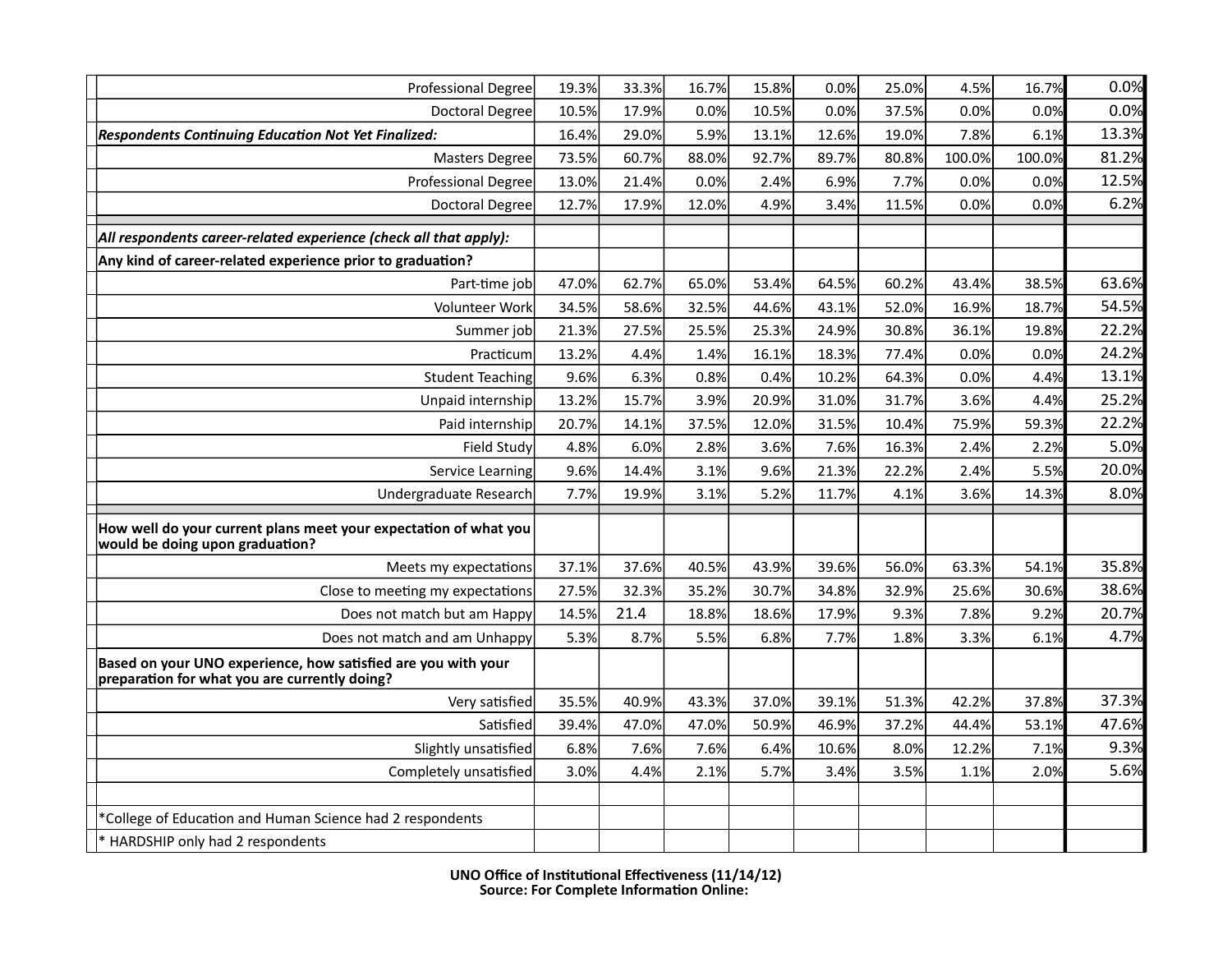| | | | | | | | | | |
|---|---|---|---|---|---|---|---|---|---|
| Professional Degree | 19.3% | 33.3% | 16.7% | 15.8% | 0.0% | 25.0% | 4.5% | 16.7% | 0.0% |
| Doctoral Degree | 10.5% | 17.9% | 0.0% | 10.5% | 0.0% | 37.5% | 0.0% | 0.0% | 0.0% |
| ***Respondents Continuing Education Not Yet Finalized:*** | 16.4% | 29.0% | 5.9% | 13.1% | 12.6% | 19.0% | 7.8% | 6.1% | 13.3% |
| Masters Degree | 73.5% | 60.7% | 88.0% | 92.7% | 89.7% | 80.8% | 100.0% | 100.0% | 81.2% |
| Professional Degree | 13.0% | 21.4% | 0.0% | 2.4% | 6.9% | 7.7% | 0.0% | 0.0% | 12.5% |
| Doctoral Degree | 12.7% | 17.9% | 12.0% | 4.9% | 3.4% | 11.5% | 0.0% | 0.0% | 6.2% |
| | | | | | | | | | |
| ***All respondents career-related experience (check all that apply):*** | | | | | | | | | |
| **Any kind of career-related experience prior to graduation?** | | | | | | | | | |
| Part-time job | 47.0% | 62.7% | 65.0% | 53.4% | 64.5% | 60.2% | 43.4% | 38.5% | 63.6% |
| Volunteer Work | 34.5% | 58.6% | 32.5% | 44.6% | 43.1% | 52.0% | 16.9% | 18.7% | 54.5% |
| Summer job | 21.3% | 27.5% | 25.5% | 25.3% | 24.9% | 30.8% | 36.1% | 19.8% | 22.2% |
| Practicum | 13.2% | 4.4% | 1.4% | 16.1% | 18.3% | 77.4% | 0.0% | 0.0% | 24.2% |
| Student Teaching | 9.6% | 6.3% | 0.8% | 0.4% | 10.2% | 64.3% | 0.0% | 4.4% | 13.1% |
| Unpaid internship | 13.2% | 15.7% | 3.9% | 20.9% | 31.0% | 31.7% | 3.6% | 4.4% | 25.2% |
| Paid internship | 20.7% | 14.1% | 37.5% | 12.0% | 31.5% | 10.4% | 75.9% | 59.3% | 22.2% |
| Field Study | 4.8% | 6.0% | 2.8% | 3.6% | 7.6% | 16.3% | 2.4% | 2.2% | 5.0% |
| Service Learning | 9.6% | 14.4% | 3.1% | 9.6% | 21.3% | 22.2% | 2.4% | 5.5% | 20.0% |
| Undergraduate Research | 7.7% | 19.9% | 3.1% | 5.2% | 11.7% | 4.1% | 3.6% | 14.3% | 8.0% |
| | | | | | | | | | |
| **How well do your current plans meet your expectation of what you would be doing upon graduation?** | | | | | | | | | |
| Meets my expectations | 37.1% | 37.6% | 40.5% | 43.9% | 39.6% | 56.0% | 63.3% | 54.1% | 35.8% |
| Close to meeting my expectations | 27.5% | 32.3% | 35.2% | 30.7% | 34.8% | 32.9% | 25.6% | 30.6% | 38.6% |
| Does not match but am Happy | 14.5% | 21.4 | 18.8% | 18.6% | 17.9% | 9.3% | 7.8% | 9.2% | 20.7% |
| Does not match and am Unhappy | 5.3% | 8.7% | 5.5% | 6.8% | 7.7% | 1.8% | 3.3% | 6.1% | 4.7% |
| **Based on your UNO experience, how satisfied are you with your preparation for what you are currently doing?** | | | | | | | | | |
| Very satisfied | 35.5% | 40.9% | 43.3% | 37.0% | 39.1% | 51.3% | 42.2% | 37.8% | 37.3% |
| Satisfied | 39.4% | 47.0% | 47.0% | 50.9% | 46.9% | 37.2% | 44.4% | 53.1% | 47.6% |
| Slightly unsatisfied | 6.8% | 7.6% | 7.6% | 6.4% | 10.6% | 8.0% | 12.2% | 7.1% | 9.3% |
| Completely unsatisfied | 3.0% | 4.4% | 2.1% | 5.7% | 3.4% | 3.5% | 1.1% | 2.0% | 5.6% |
| | | | | | | | | | |
| *College of Education and Human Science had 2 respondents | | | | | | | | | |
| * HARDSHIP only had 2 respondents | | | | | | | | | |

**UNO Office of Institutional Effectiveness (11/14/12)**
**Source: For Complete Information Online:**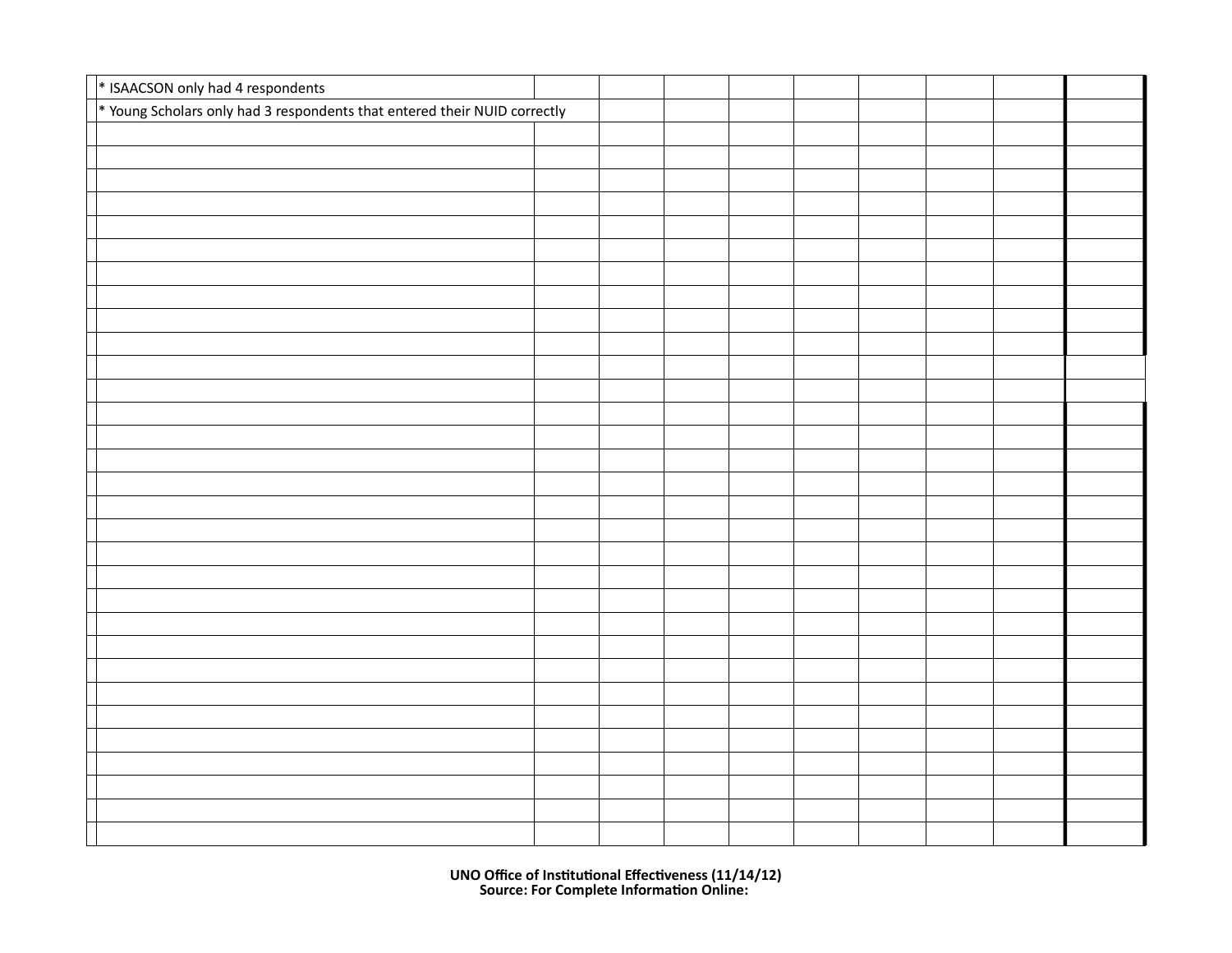* ISAACSON only had 4 respondents

* Young Scholars only had 3 respondents that entered their NUID correctly

UNO Office of Institutional Effectiveness (11/14/12)
Source: For Complete Information Online: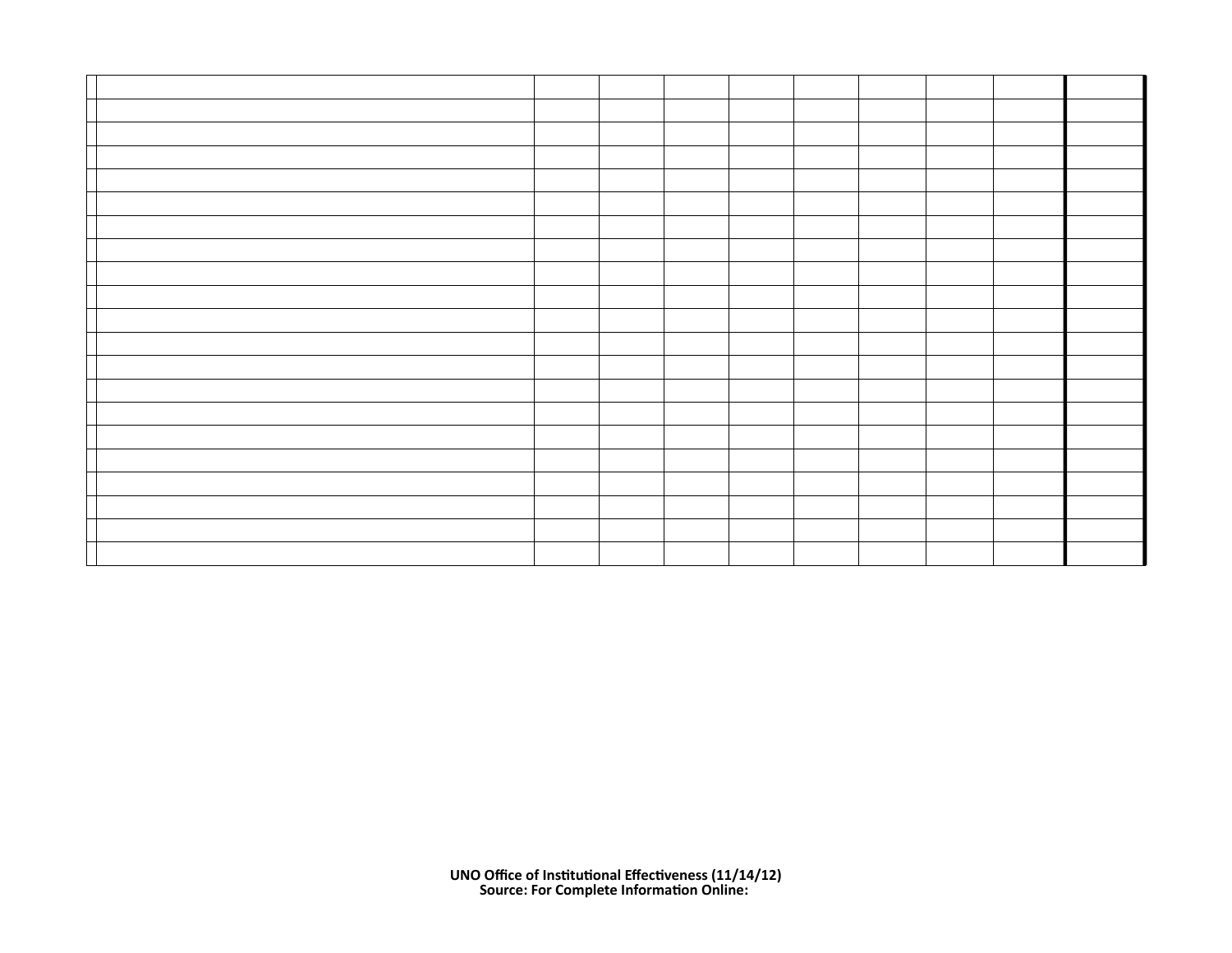**UNO Office of Institutional Effectiveness (11/14/12)**
**Source: For Complete Information Online:**